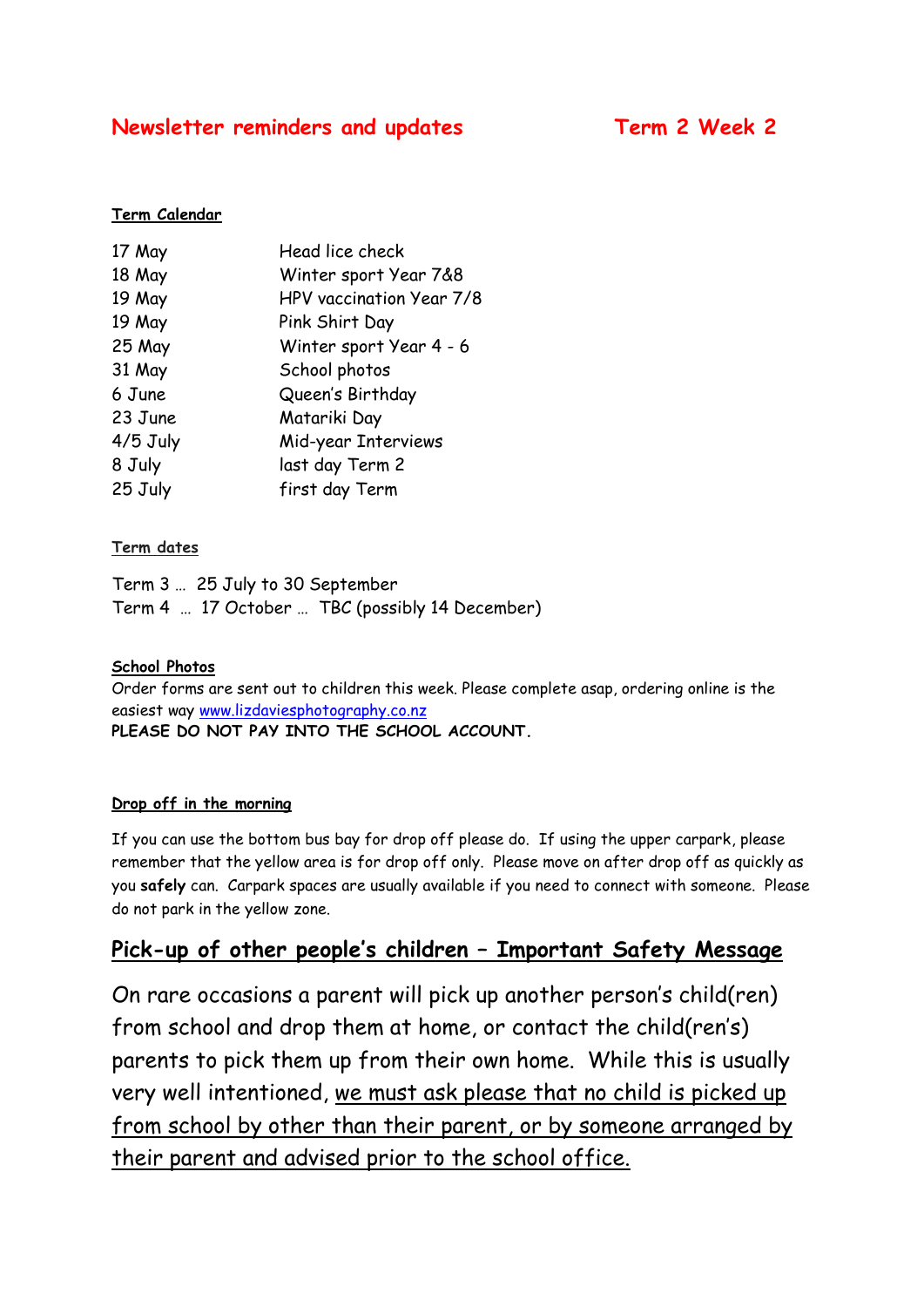# Newsletter reminders and updates    Term 2 Week 2

**Term Calendar**

| | |
|---|---|
| 17 May | Head lice check |
| 18 May | Winter sport Year 7&8 |
| 19 May | HPV vaccination Year 7/8 |
| 19 May | Pink Shirt Day |
| 25 May | Winter sport Year 4 - 6 |
| 31 May | School photos |
| 6 June | Queen's Birthday |
| 23 June | Matariki Day |
| 4/5 July | Mid-year Interviews |
| 8 July | last day Term 2 |
| 25 July | first day Term |

**Term dates**

Term 3 … 25 July to 30 September
Term 4 … 17 October … TBC (possibly 14 December)

**School Photos**

Order forms are sent out to children this week. Please complete asap, ordering online is the easiest way www.lizdaviesphotography.co.nz
**PLEASE DO NOT PAY INTO THE SCHOOL ACCOUNT.**

**Drop off in the morning**

If you can use the bottom bus bay for drop off please do. If using the upper carpark, please remember that the yellow area is for drop off only. Please move on after drop off as quickly as you **safely** can. Carpark spaces are usually available if you need to connect with someone. Please do not park in the yellow zone.

## Pick-up of other people's children – Important Safety Message

On rare occasions a parent will pick up another person's child(ren) from school and drop them at home, or contact the child(ren's) parents to pick them up from their own home. While this is usually very well intentioned, we must ask please that no child is picked up from school by other than their parent, or by someone arranged by their parent and advised prior to the school office.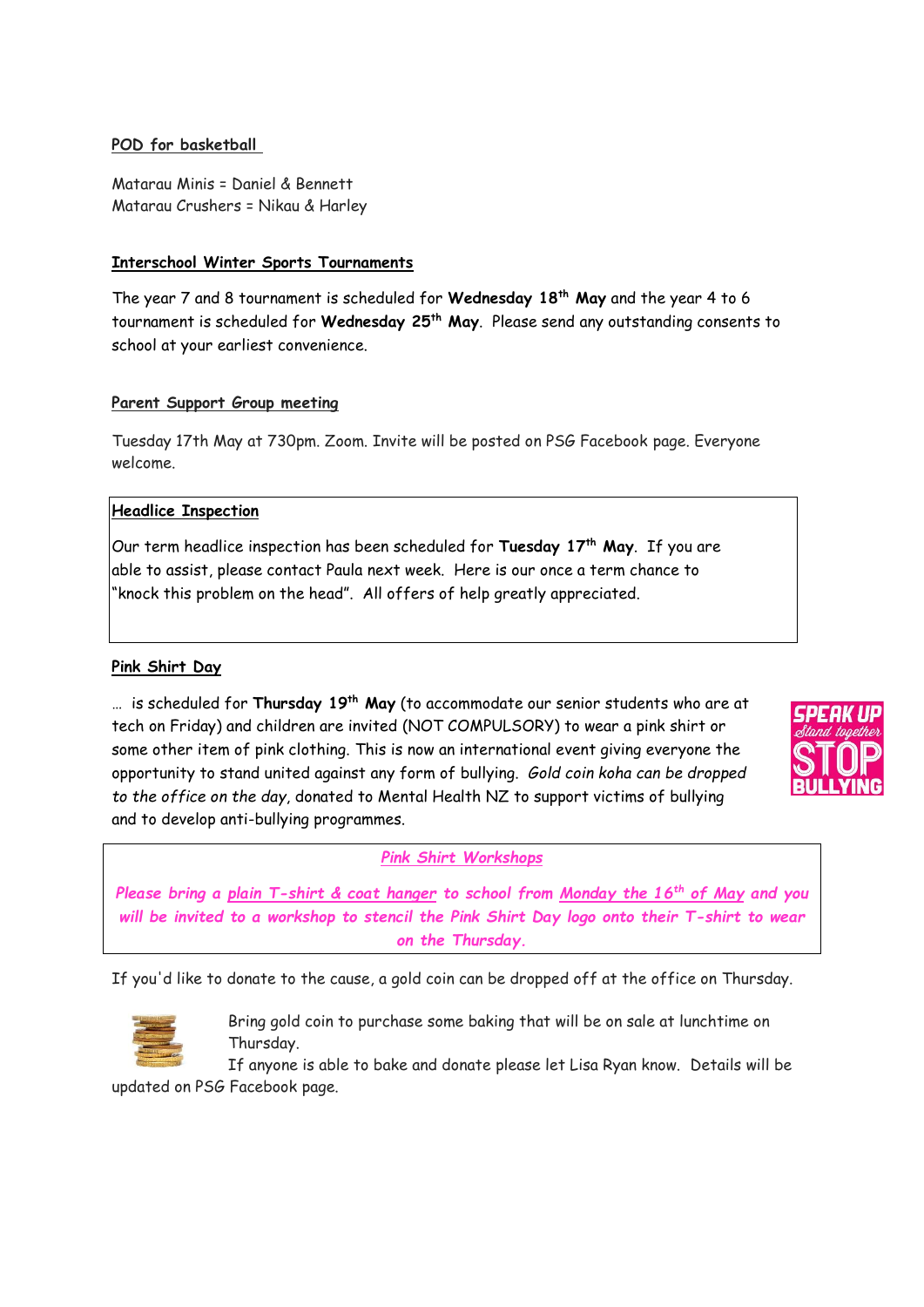**POD for basketball**

Matarau Minis = Daniel & Bennett
Matarau Crushers = Nikau & Harley

**Interschool Winter Sports Tournaments**

The year 7 and 8 tournament is scheduled for **Wednesday 18th May** and the year 4 to 6 tournament is scheduled for **Wednesday 25th May**. Please send any outstanding consents to school at your earliest convenience.

**Parent Support Group meeting**

Tuesday 17th May at 730pm. Zoom. Invite will be posted on PSG Facebook page. Everyone welcome.

**Headlice Inspection**

Our term headlice inspection has been scheduled for **Tuesday 17th May**. If you are able to assist, please contact Paula next week. Here is our once a term chance to "knock this problem on the head". All offers of help greatly appreciated.

**Pink Shirt Day**

… is scheduled for **Thursday 19th May** (to accommodate our senior students who are at tech on Friday) and children are invited (NOT COMPULSORY) to wear a pink shirt or some other item of pink clothing. This is now an international event giving everyone the opportunity to stand united against any form of bullying. *Gold coin koha can be dropped to the office on the day*, donated to Mental Health NZ to support victims of bullying and to develop anti-bullying programmes.

*Pink Shirt Workshops*

*Please bring a plain T-shirt & coat hanger to school from Monday the 16th of May and you will be invited to a workshop to stencil the Pink Shirt Day logo onto their T-shirt to wear on the Thursday.*

If you'd like to donate to the cause, a gold coin can be dropped off at the office on Thursday.

Bring gold coin to purchase some baking that will be on sale at lunchtime on Thursday.
If anyone is able to bake and donate please let Lisa Ryan know. Details will be updated on PSG Facebook page.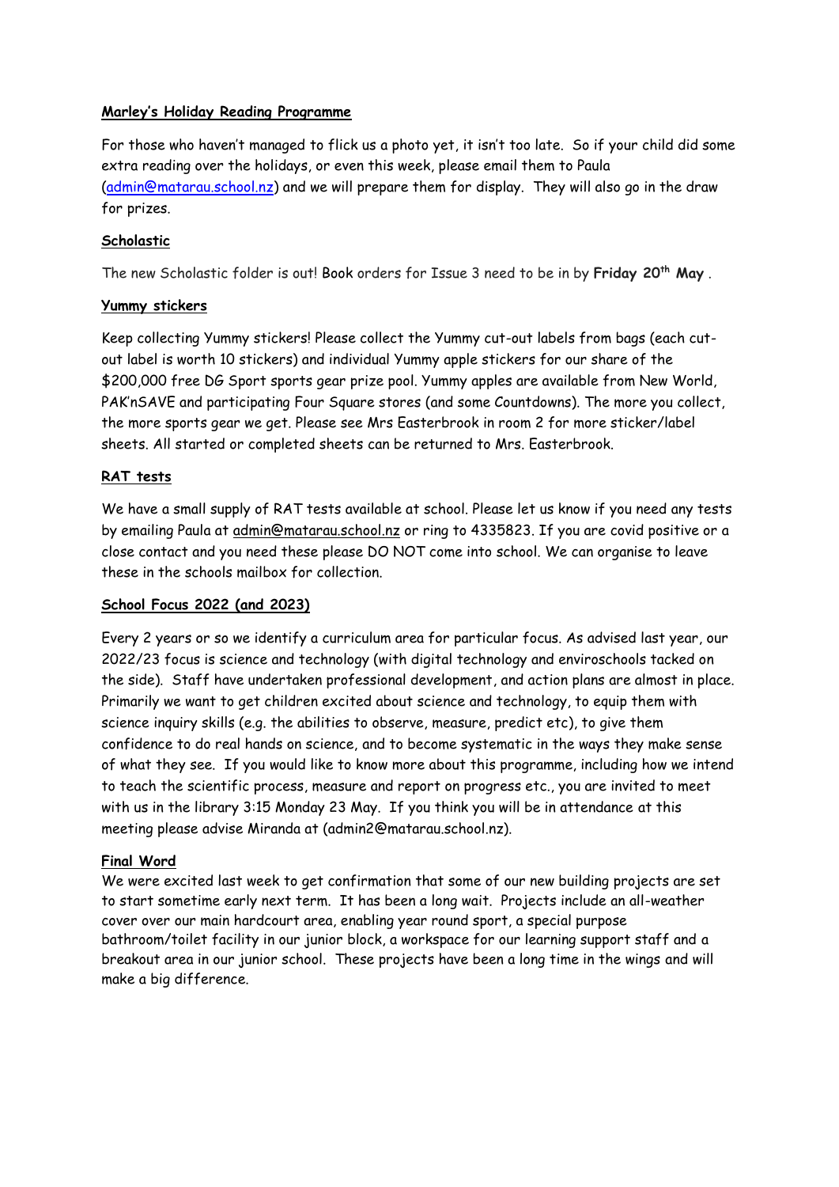**Marley's Holiday Reading Programme**

For those who haven't managed to flick us a photo yet, it isn't too late. So if your child did some extra reading over the holidays, or even this week, please email them to Paula (admin@matarau.school.nz) and we will prepare them for display. They will also go in the draw for prizes.

**Scholastic**

The new Scholastic folder is out! Book orders for Issue 3 need to be in by **Friday 20th May** .

**Yummy stickers**

Keep collecting Yummy stickers! Please collect the Yummy cut-out labels from bags (each cut-out label is worth 10 stickers) and individual Yummy apple stickers for our share of the $200,000 free DG Sport sports gear prize pool. Yummy apples are available from New World, PAK'nSAVE and participating Four Square stores (and some Countdowns). The more you collect, the more sports gear we get. Please see Mrs Easterbrook in room 2 for more sticker/label sheets. All started or completed sheets can be returned to Mrs. Easterbrook.

**RAT tests**

We have a small supply of RAT tests available at school. Please let us know if you need any tests by emailing Paula at admin@matarau.school.nz or ring to 4335823. If you are covid positive or a close contact and you need these please DO NOT come into school. We can organise to leave these in the schools mailbox for collection.

**School Focus 2022 (and 2023)**

Every 2 years or so we identify a curriculum area for particular focus. As advised last year, our 2022/23 focus is science and technology (with digital technology and enviroschools tacked on the side). Staff have undertaken professional development, and action plans are almost in place. Primarily we want to get children excited about science and technology, to equip them with science inquiry skills (e.g. the abilities to observe, measure, predict etc), to give them confidence to do real hands on science, and to become systematic in the ways they make sense of what they see. If you would like to know more about this programme, including how we intend to teach the scientific process, measure and report on progress etc., you are invited to meet with us in the library 3:15 Monday 23 May. If you think you will be in attendance at this meeting please advise Miranda at (admin2@matarau.school.nz).

**Final Word**

We were excited last week to get confirmation that some of our new building projects are set to start sometime early next term. It has been a long wait. Projects include an all-weather cover over our main hardcourt area, enabling year round sport, a special purpose bathroom/toilet facility in our junior block, a workspace for our learning support staff and a breakout area in our junior school. These projects have been a long time in the wings and will make a big difference.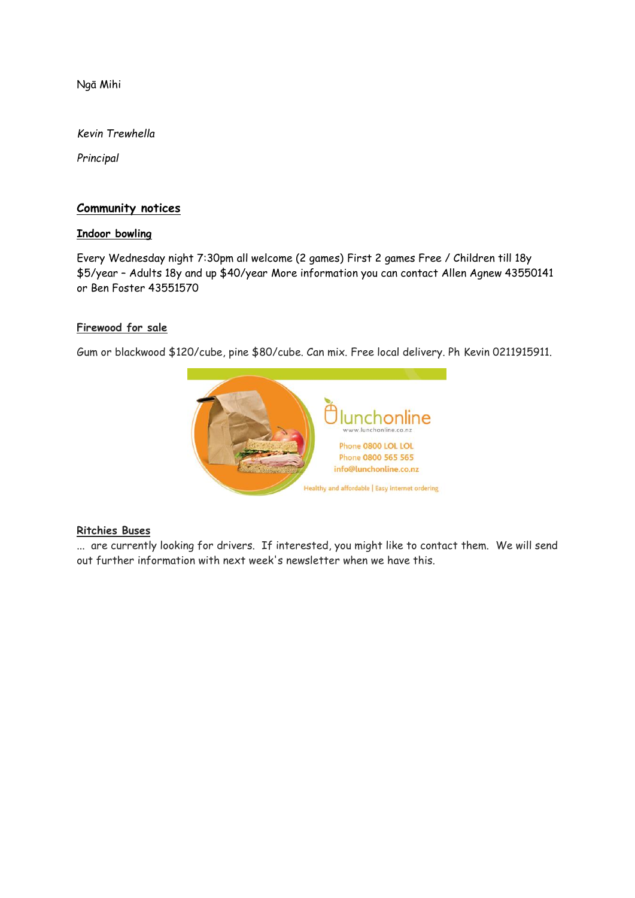Ngā Mihi

*Kevin Trewhella*

*Principal*

## Community notices

### Indoor bowling

Every Wednesday night 7:30pm all welcome (2 games) First 2 games Free / Children till 18y $5/year – Adults 18y and up $40/year More information you can contact Allen Agnew 43550141 or Ben Foster 43551570

### Firewood for sale

Gum or blackwood $120/cube, pine $80/cube. Can mix. Free local delivery. Ph Kevin 0211915911.

lunchonline
www.lunchonline.co.nz
Phone 0800 LOL LOL
Phone 0800 565 565
info@lunchonline.co.nz
Healthy and affordable | Easy internet ordering

### Ritchies Buses

... are currently looking for drivers. If interested, you might like to contact them. We will send out further information with next week's newsletter when we have this.